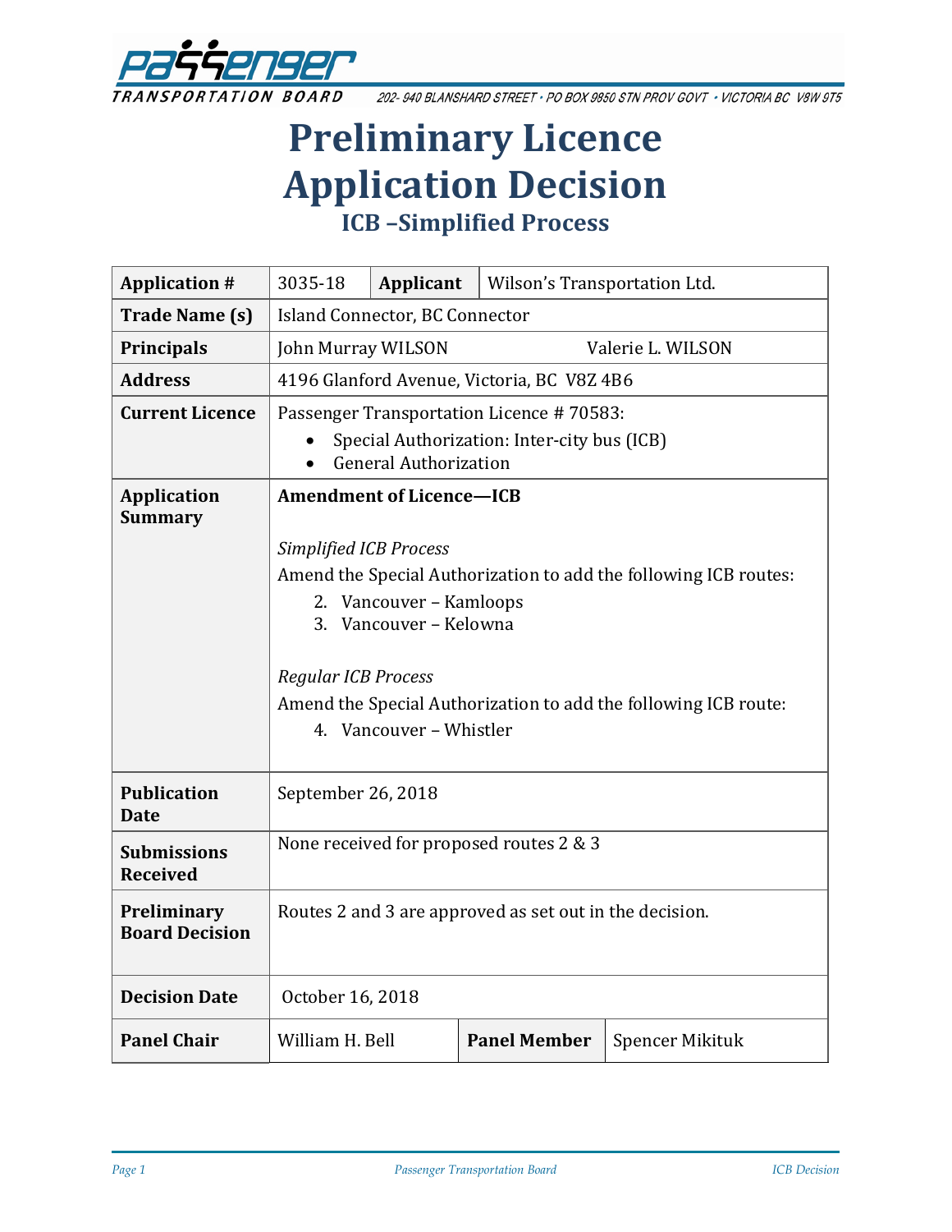Passenger Transportation Board

202- 940 BLANSHARD STREET • PO BOX 9850 STN PROV GOVT • VICTORIA BC V8W 9T5

# Preliminary Licence Application Decision

## ICB –Simplified Process

| | | | |
|---|---|---|---|
| **Application #** | 3035-18 | **Applicant** | Wilson's Transportation Ltd. |
| **Trade Name (s)** | Island Connector, BC Connector | | |
| **Principals** | John Murray WILSON  Valerie L. WILSON | | |
| **Address** | 4196 Glanford Avenue, Victoria, BC V8Z 4B6 | | |
| **Current Licence** | Passenger Transportation Licence # 70583:<br>• Special Authorization: Inter-city bus (ICB)<br>• General Authorization | | |
| **Application Summary** | **Amendment of Licence—ICB**<br><br>*Simplified ICB Process*<br>Amend the Special Authorization to add the following ICB routes:<br>2. Vancouver – Kamloops<br>3. Vancouver – Kelowna<br><br>*Regular ICB Process*<br>Amend the Special Authorization to add the following ICB route:<br>4. Vancouver – Whistler | | |
| **Publication Date** | September 26, 2018 | | |
| **Submissions Received** | None received for proposed routes 2 & 3 | | |
| **Preliminary Board Decision** | Routes 2 and 3 are approved as set out in the decision. | | |
| **Decision Date** | October 16, 2018 | | |
| **Panel Chair** | William H. Bell | **Panel Member** | Spencer Mikituk |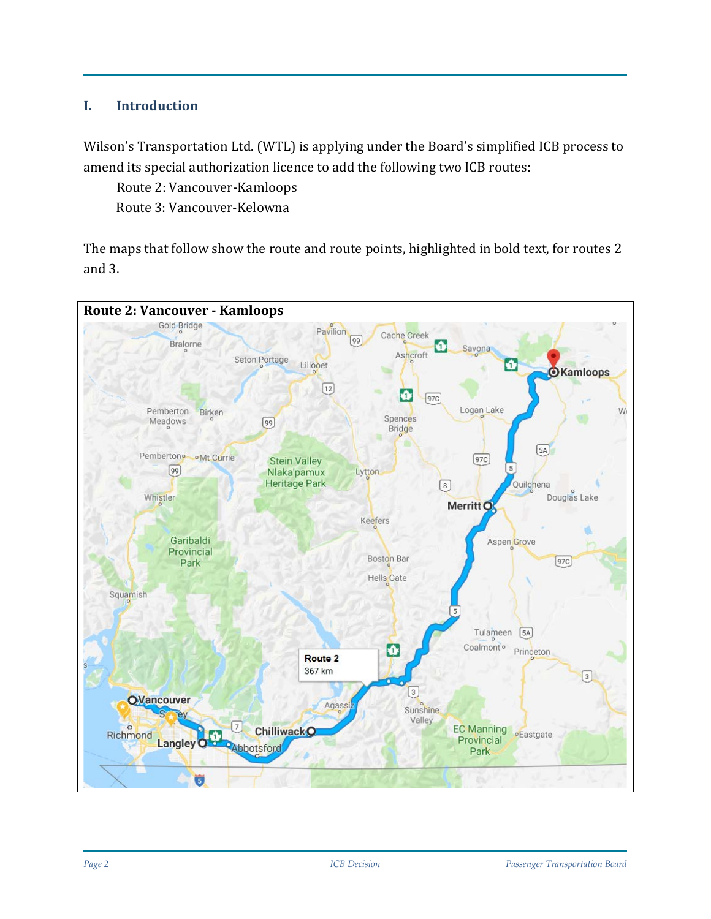## I. Introduction

Wilson's Transportation Ltd. (WTL) is applying under the Board's simplified ICB process to amend its special authorization licence to add the following two ICB routes:

Route 2: Vancouver-Kamloops
Route 3: Vancouver-Kelowna

The maps that follow show the route and route points, highlighted in bold text, for routes 2 and 3.

**Route 2: Vancouver - Kamloops**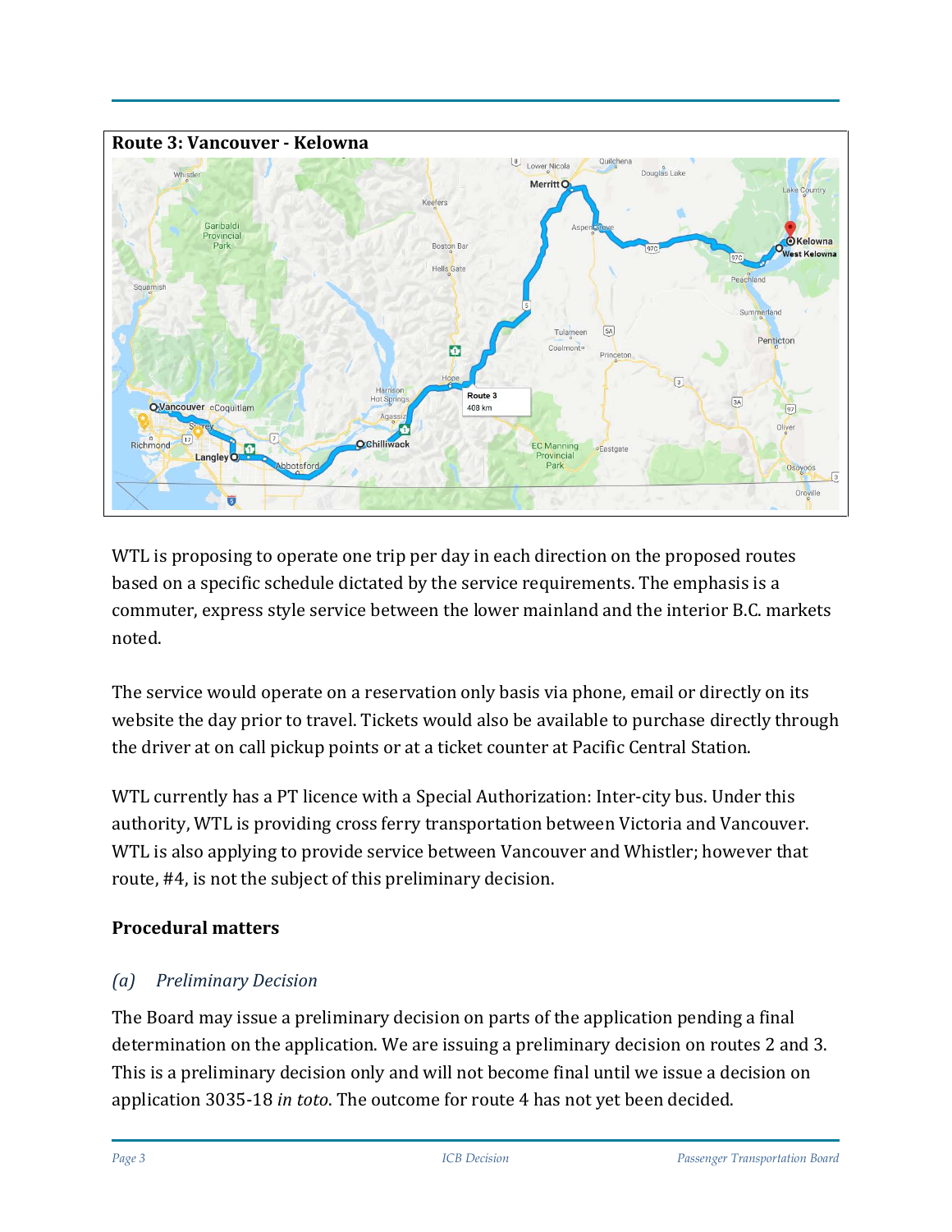**Route 3: Vancouver - Kelowna**

WTL is proposing to operate one trip per day in each direction on the proposed routes based on a specific schedule dictated by the service requirements. The emphasis is a commuter, express style service between the lower mainland and the interior B.C. markets noted.

The service would operate on a reservation only basis via phone, email or directly on its website the day prior to travel. Tickets would also be available to purchase directly through the driver at on call pickup points or at a ticket counter at Pacific Central Station.

WTL currently has a PT licence with a Special Authorization: Inter-city bus. Under this authority, WTL is providing cross ferry transportation between Victoria and Vancouver. WTL is also applying to provide service between Vancouver and Whistler; however that route, #4, is not the subject of this preliminary decision.

## Procedural matters

### *(a) Preliminary Decision*

The Board may issue a preliminary decision on parts of the application pending a final determination on the application. We are issuing a preliminary decision on routes 2 and 3. This is a preliminary decision only and will not become final until we issue a decision on application 3035-18 *in toto*. The outcome for route 4 has not yet been decided.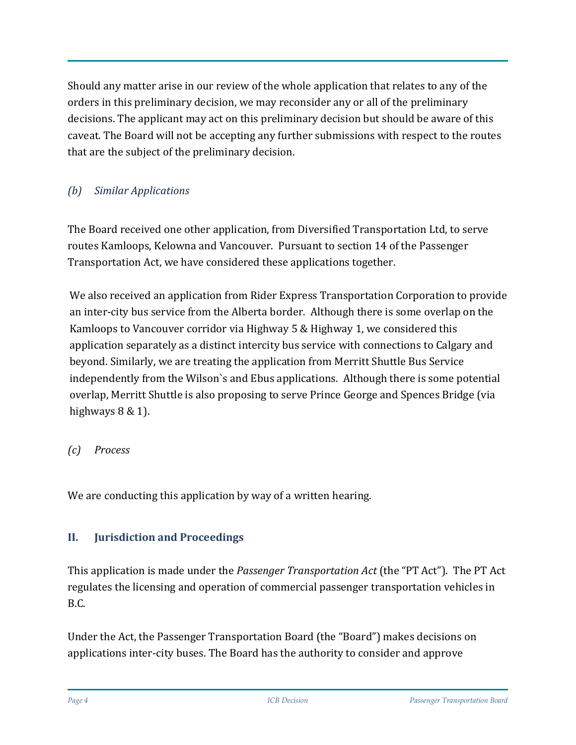Should any matter arise in our review of the whole application that relates to any of the orders in this preliminary decision, we may reconsider any or all of the preliminary decisions. The applicant may act on this preliminary decision but should be aware of this caveat. The Board will not be accepting any further submissions with respect to the routes that are the subject of the preliminary decision.

### *(b) Similar Applications*

The Board received one other application, from Diversified Transportation Ltd, to serve routes Kamloops, Kelowna and Vancouver. Pursuant to section 14 of the Passenger Transportation Act, we have considered these applications together.

We also received an application from Rider Express Transportation Corporation to provide an inter-city bus service from the Alberta border. Although there is some overlap on the Kamloops to Vancouver corridor via Highway 5 & Highway 1, we considered this application separately as a distinct intercity bus service with connections to Calgary and beyond. Similarly, we are treating the application from Merritt Shuttle Bus Service independently from the Wilson`s and Ebus applications. Although there is some potential overlap, Merritt Shuttle is also proposing to serve Prince George and Spences Bridge (via highways 8 & 1).

### *(c) Process*

We are conducting this application by way of a written hearing.

## II. Jurisdiction and Proceedings

This application is made under the *Passenger Transportation Act* (the "PT Act"). The PT Act regulates the licensing and operation of commercial passenger transportation vehicles in B.C.

Under the Act, the Passenger Transportation Board (the "Board") makes decisions on applications inter-city buses. The Board has the authority to consider and approve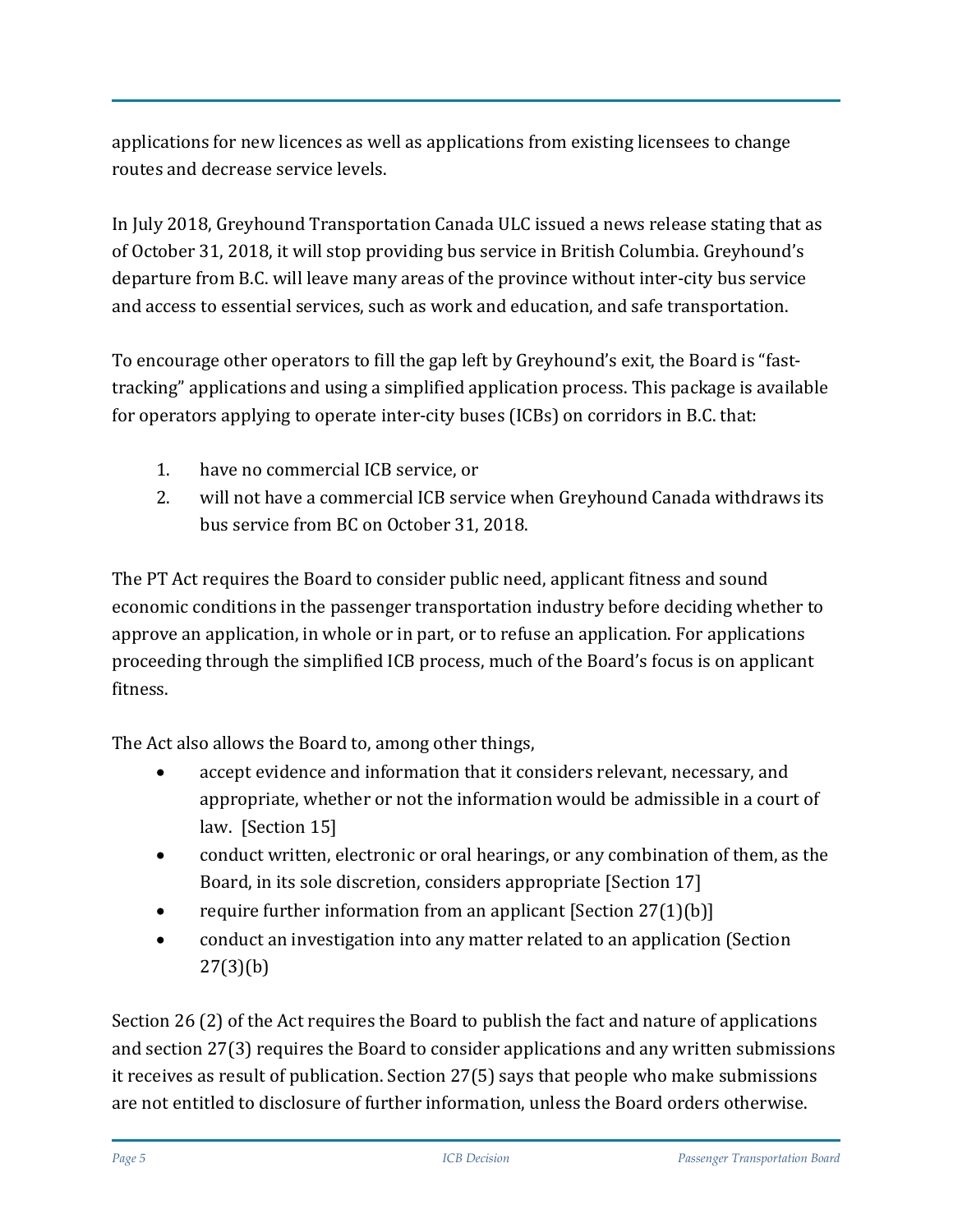applications for new licences as well as applications from existing licensees to change routes and decrease service levels.

In July 2018, Greyhound Transportation Canada ULC issued a news release stating that as of October 31, 2018, it will stop providing bus service in British Columbia. Greyhound's departure from B.C. will leave many areas of the province without inter-city bus service and access to essential services, such as work and education, and safe transportation.

To encourage other operators to fill the gap left by Greyhound's exit, the Board is "fast-tracking" applications and using a simplified application process. This package is available for operators applying to operate inter-city buses (ICBs) on corridors in B.C. that:

1. have no commercial ICB service, or
2. will not have a commercial ICB service when Greyhound Canada withdraws its bus service from BC on October 31, 2018.

The PT Act requires the Board to consider public need, applicant fitness and sound economic conditions in the passenger transportation industry before deciding whether to approve an application, in whole or in part, or to refuse an application. For applications proceeding through the simplified ICB process, much of the Board's focus is on applicant fitness.

The Act also allows the Board to, among other things,

- accept evidence and information that it considers relevant, necessary, and appropriate, whether or not the information would be admissible in a court of law. [Section 15]
- conduct written, electronic or oral hearings, or any combination of them, as the Board, in its sole discretion, considers appropriate [Section 17]
- require further information from an applicant [Section 27(1)(b)]
- conduct an investigation into any matter related to an application (Section 27(3)(b)

Section 26 (2) of the Act requires the Board to publish the fact and nature of applications and section 27(3) requires the Board to consider applications and any written submissions it receives as result of publication. Section 27(5) says that people who make submissions are not entitled to disclosure of further information, unless the Board orders otherwise.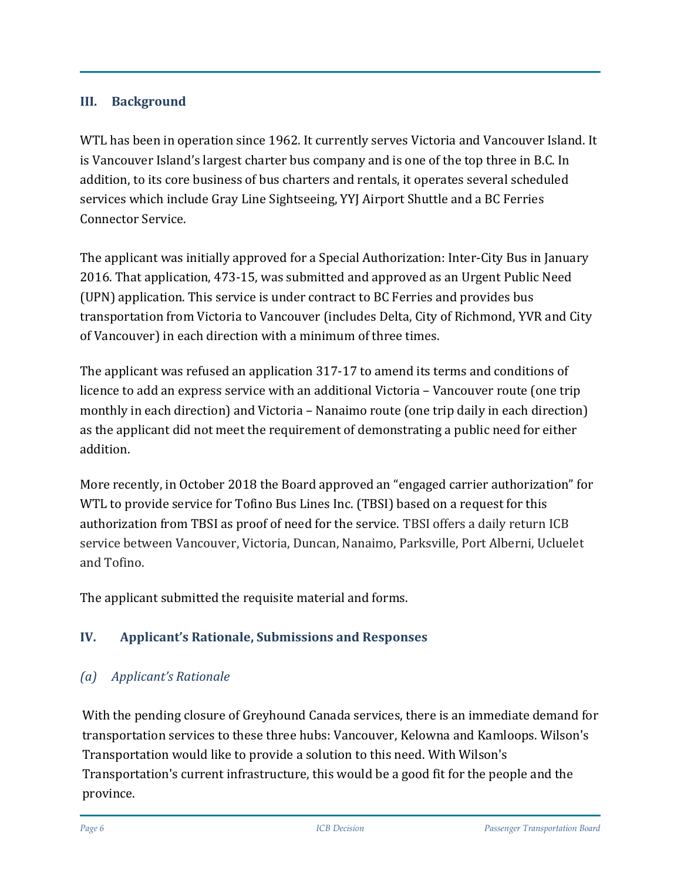## III. Background

WTL has been in operation since 1962. It currently serves Victoria and Vancouver Island. It is Vancouver Island's largest charter bus company and is one of the top three in B.C. In addition, to its core business of bus charters and rentals, it operates several scheduled services which include Gray Line Sightseeing, YYJ Airport Shuttle and a BC Ferries Connector Service.

The applicant was initially approved for a Special Authorization: Inter-City Bus in January 2016. That application, 473-15, was submitted and approved as an Urgent Public Need (UPN) application. This service is under contract to BC Ferries and provides bus transportation from Victoria to Vancouver (includes Delta, City of Richmond, YVR and City of Vancouver) in each direction with a minimum of three times.

The applicant was refused an application 317-17 to amend its terms and conditions of licence to add an express service with an additional Victoria – Vancouver route (one trip monthly in each direction) and Victoria – Nanaimo route (one trip daily in each direction) as the applicant did not meet the requirement of demonstrating a public need for either addition.

More recently, in October 2018 the Board approved an "engaged carrier authorization" for WTL to provide service for Tofino Bus Lines Inc. (TBSI) based on a request for this authorization from TBSI as proof of need for the service. TBSI offers a daily return ICB service between Vancouver, Victoria, Duncan, Nanaimo, Parksville, Port Alberni, Ucluelet and Tofino.

The applicant submitted the requisite material and forms.

## IV. Applicant's Rationale, Submissions and Responses

### *(a) Applicant's Rationale*

With the pending closure of Greyhound Canada services, there is an immediate demand for transportation services to these three hubs: Vancouver, Kelowna and Kamloops. Wilson's Transportation would like to provide a solution to this need. With Wilson's Transportation's current infrastructure, this would be a good fit for the people and the province.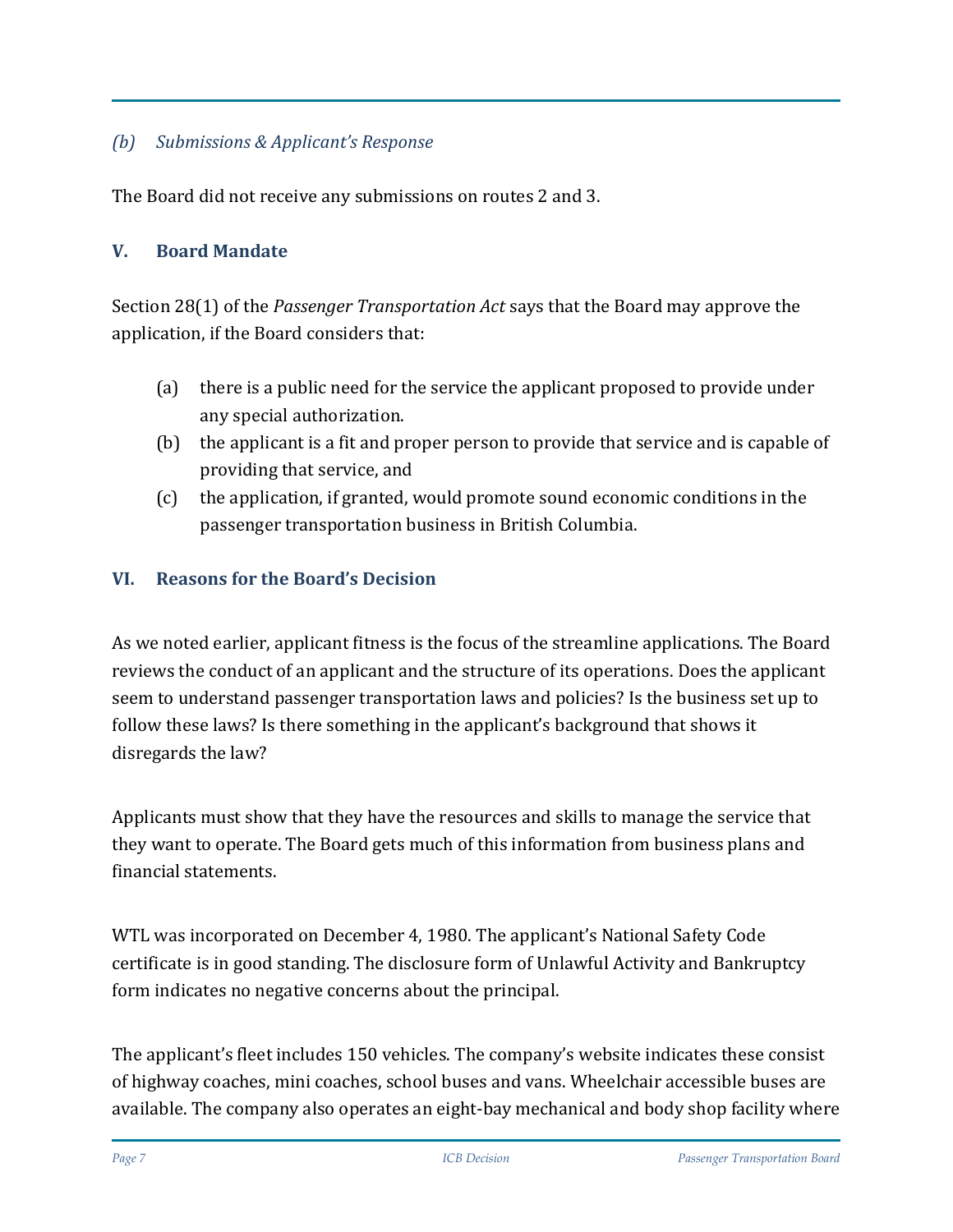### *(b) Submissions & Applicant's Response*

The Board did not receive any submissions on routes 2 and 3.

## V. Board Mandate

Section 28(1) of the *Passenger Transportation Act* says that the Board may approve the application, if the Board considers that:

(a) there is a public need for the service the applicant proposed to provide under any special authorization.

(b) the applicant is a fit and proper person to provide that service and is capable of providing that service, and

(c) the application, if granted, would promote sound economic conditions in the passenger transportation business in British Columbia.

## VI. Reasons for the Board's Decision

As we noted earlier, applicant fitness is the focus of the streamline applications. The Board reviews the conduct of an applicant and the structure of its operations. Does the applicant seem to understand passenger transportation laws and policies? Is the business set up to follow these laws? Is there something in the applicant's background that shows it disregards the law?

Applicants must show that they have the resources and skills to manage the service that they want to operate. The Board gets much of this information from business plans and financial statements.

WTL was incorporated on December 4, 1980. The applicant's National Safety Code certificate is in good standing. The disclosure form of Unlawful Activity and Bankruptcy form indicates no negative concerns about the principal.

The applicant's fleet includes 150 vehicles. The company's website indicates these consist of highway coaches, mini coaches, school buses and vans. Wheelchair accessible buses are available. The company also operates an eight-bay mechanical and body shop facility where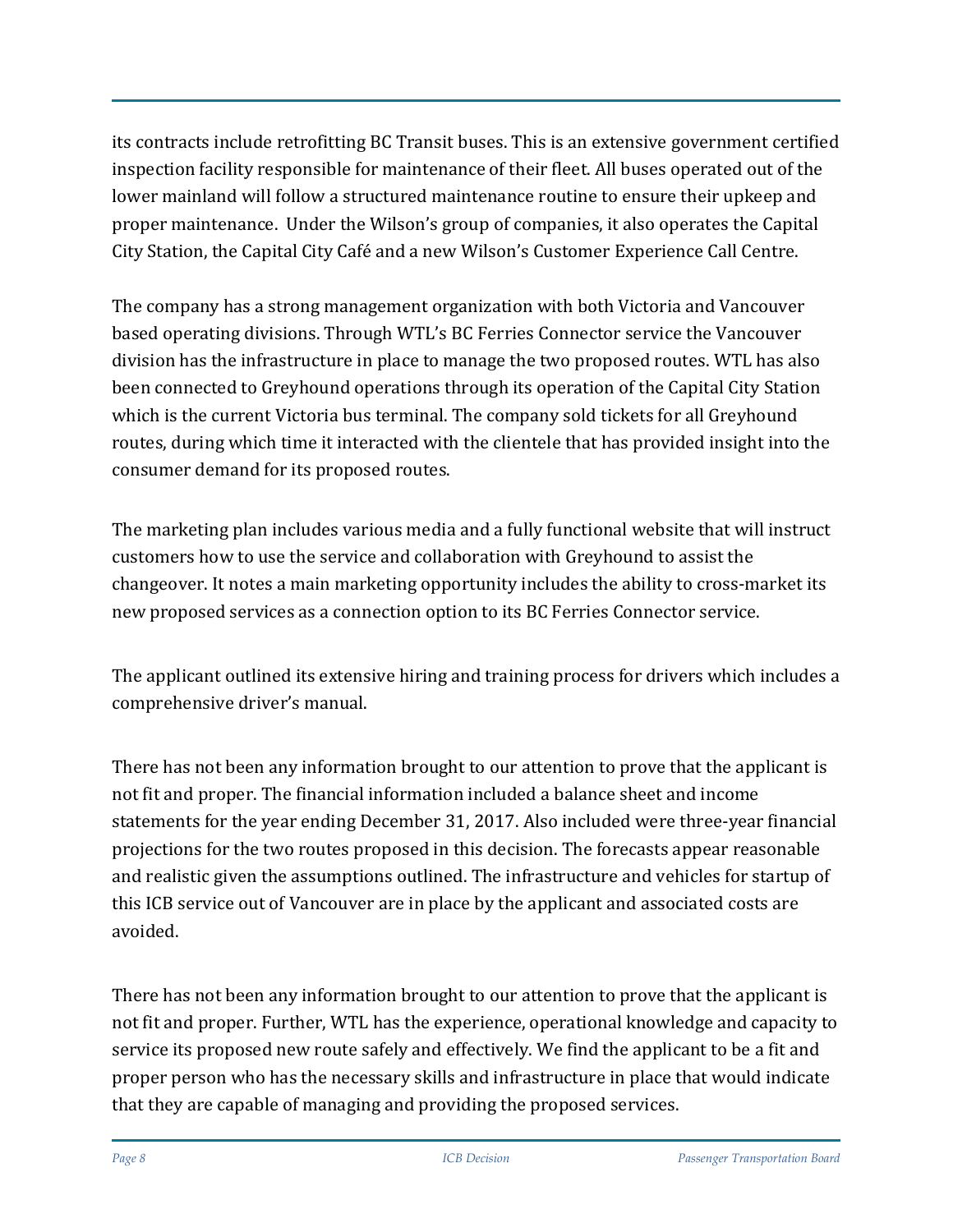its contracts include retrofitting BC Transit buses. This is an extensive government certified inspection facility responsible for maintenance of their fleet. All buses operated out of the lower mainland will follow a structured maintenance routine to ensure their upkeep and proper maintenance. Under the Wilson's group of companies, it also operates the Capital City Station, the Capital City Café and a new Wilson's Customer Experience Call Centre.

The company has a strong management organization with both Victoria and Vancouver based operating divisions. Through WTL's BC Ferries Connector service the Vancouver division has the infrastructure in place to manage the two proposed routes. WTL has also been connected to Greyhound operations through its operation of the Capital City Station which is the current Victoria bus terminal. The company sold tickets for all Greyhound routes, during which time it interacted with the clientele that has provided insight into the consumer demand for its proposed routes.

The marketing plan includes various media and a fully functional website that will instruct customers how to use the service and collaboration with Greyhound to assist the changeover. It notes a main marketing opportunity includes the ability to cross-market its new proposed services as a connection option to its BC Ferries Connector service.

The applicant outlined its extensive hiring and training process for drivers which includes a comprehensive driver's manual.

There has not been any information brought to our attention to prove that the applicant is not fit and proper. The financial information included a balance sheet and income statements for the year ending December 31, 2017. Also included were three-year financial projections for the two routes proposed in this decision. The forecasts appear reasonable and realistic given the assumptions outlined. The infrastructure and vehicles for startup of this ICB service out of Vancouver are in place by the applicant and associated costs are avoided.

There has not been any information brought to our attention to prove that the applicant is not fit and proper. Further, WTL has the experience, operational knowledge and capacity to service its proposed new route safely and effectively. We find the applicant to be a fit and proper person who has the necessary skills and infrastructure in place that would indicate that they are capable of managing and providing the proposed services.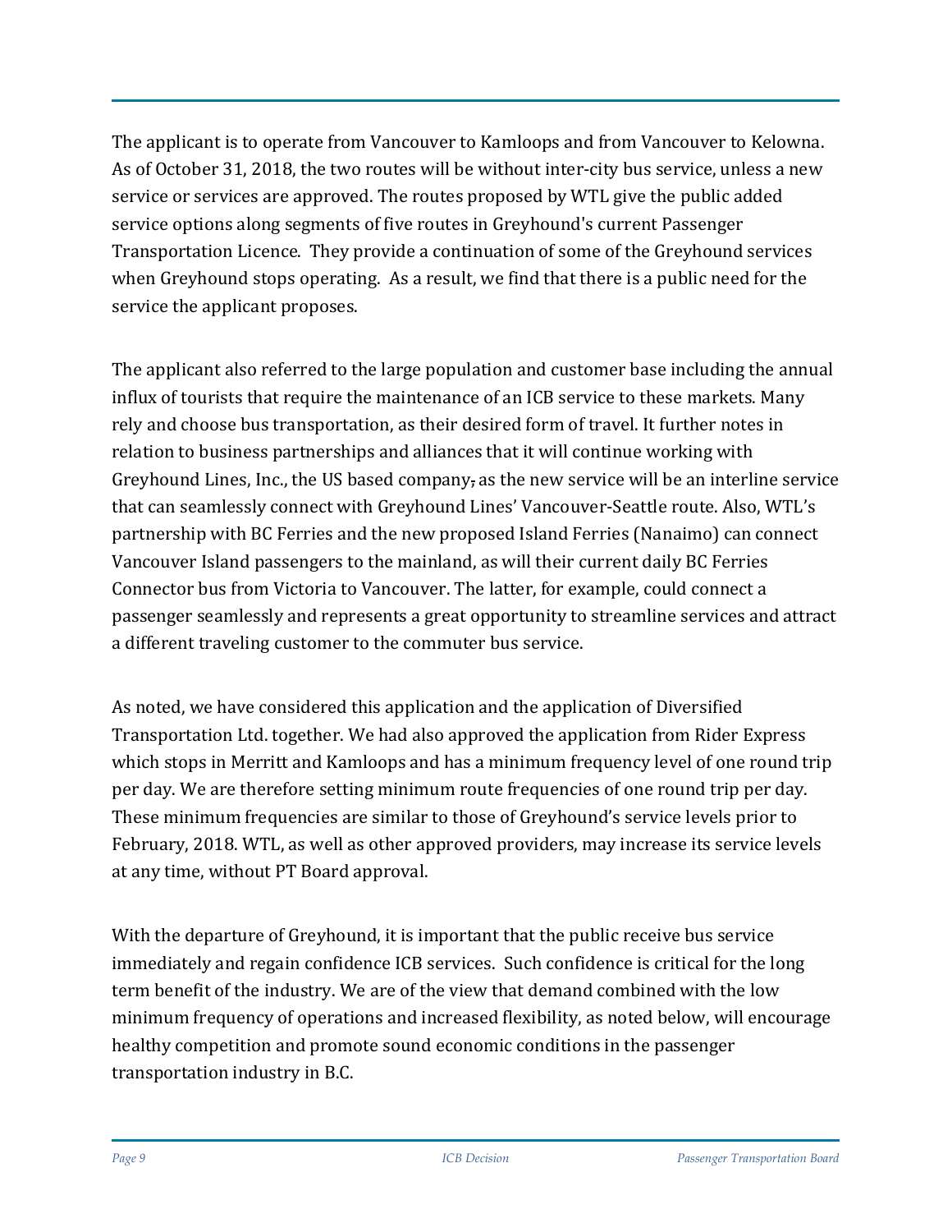The applicant is to operate from Vancouver to Kamloops and from Vancouver to Kelowna. As of October 31, 2018, the two routes will be without inter-city bus service, unless a new service or services are approved. The routes proposed by WTL give the public added service options along segments of five routes in Greyhound's current Passenger Transportation Licence. They provide a continuation of some of the Greyhound services when Greyhound stops operating. As a result, we find that there is a public need for the service the applicant proposes.

The applicant also referred to the large population and customer base including the annual influx of tourists that require the maintenance of an ICB service to these markets. Many rely and choose bus transportation, as their desired form of travel. It further notes in relation to business partnerships and alliances that it will continue working with Greyhound Lines, Inc., the US based company, as the new service will be an interline service that can seamlessly connect with Greyhound Lines' Vancouver-Seattle route. Also, WTL's partnership with BC Ferries and the new proposed Island Ferries (Nanaimo) can connect Vancouver Island passengers to the mainland, as will their current daily BC Ferries Connector bus from Victoria to Vancouver. The latter, for example, could connect a passenger seamlessly and represents a great opportunity to streamline services and attract a different traveling customer to the commuter bus service.

As noted, we have considered this application and the application of Diversified Transportation Ltd. together. We had also approved the application from Rider Express which stops in Merritt and Kamloops and has a minimum frequency level of one round trip per day. We are therefore setting minimum route frequencies of one round trip per day. These minimum frequencies are similar to those of Greyhound's service levels prior to February, 2018. WTL, as well as other approved providers, may increase its service levels at any time, without PT Board approval.

With the departure of Greyhound, it is important that the public receive bus service immediately and regain confidence ICB services. Such confidence is critical for the long term benefit of the industry. We are of the view that demand combined with the low minimum frequency of operations and increased flexibility, as noted below, will encourage healthy competition and promote sound economic conditions in the passenger transportation industry in B.C.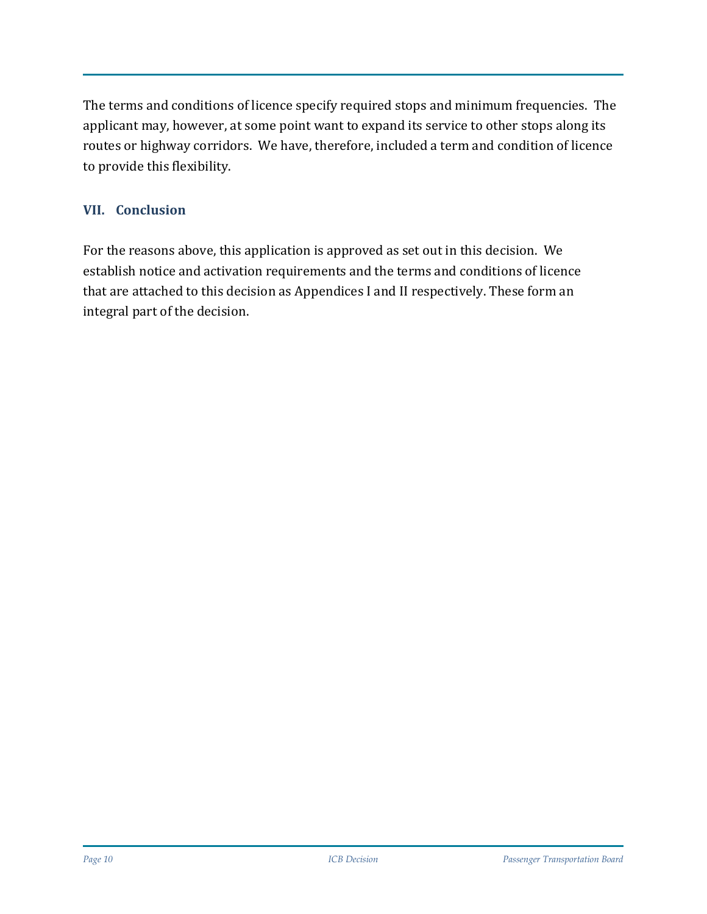The terms and conditions of licence specify required stops and minimum frequencies. The applicant may, however, at some point want to expand its service to other stops along its routes or highway corridors. We have, therefore, included a term and condition of licence to provide this flexibility.

## VII. Conclusion

For the reasons above, this application is approved as set out in this decision. We establish notice and activation requirements and the terms and conditions of licence that are attached to this decision as Appendices I and II respectively. These form an integral part of the decision.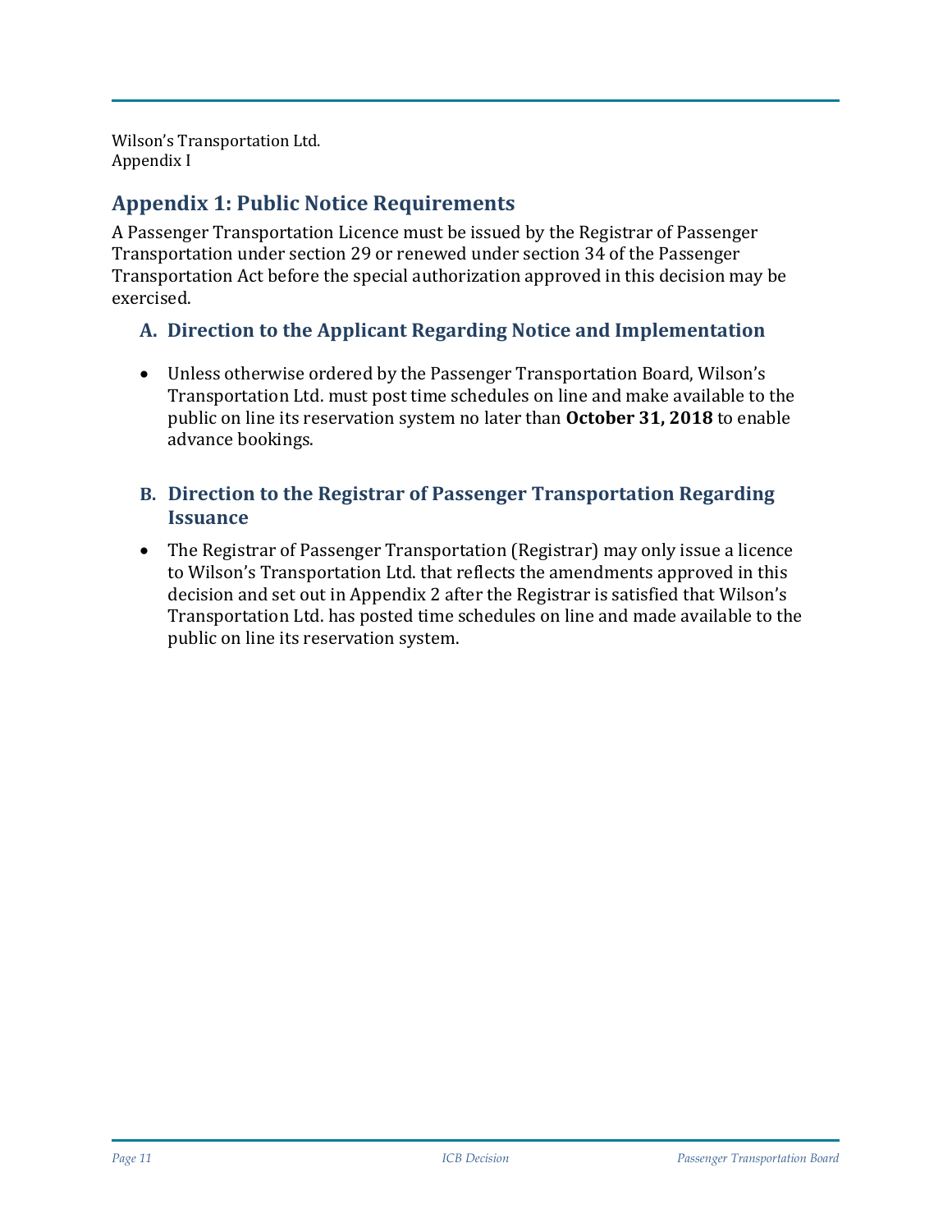Wilson's Transportation Ltd.
Appendix I

## Appendix 1: Public Notice Requirements

A Passenger Transportation Licence must be issued by the Registrar of Passenger Transportation under section 29 or renewed under section 34 of the Passenger Transportation Act before the special authorization approved in this decision may be exercised.

### A. Direction to the Applicant Regarding Notice and Implementation

- Unless otherwise ordered by the Passenger Transportation Board, Wilson's Transportation Ltd. must post time schedules on line and make available to the public on line its reservation system no later than **October 31, 2018** to enable advance bookings.

### B. Direction to the Registrar of Passenger Transportation Regarding Issuance

- The Registrar of Passenger Transportation (Registrar) may only issue a licence to Wilson's Transportation Ltd. that reflects the amendments approved in this decision and set out in Appendix 2 after the Registrar is satisfied that Wilson's Transportation Ltd. has posted time schedules on line and made available to the public on line its reservation system.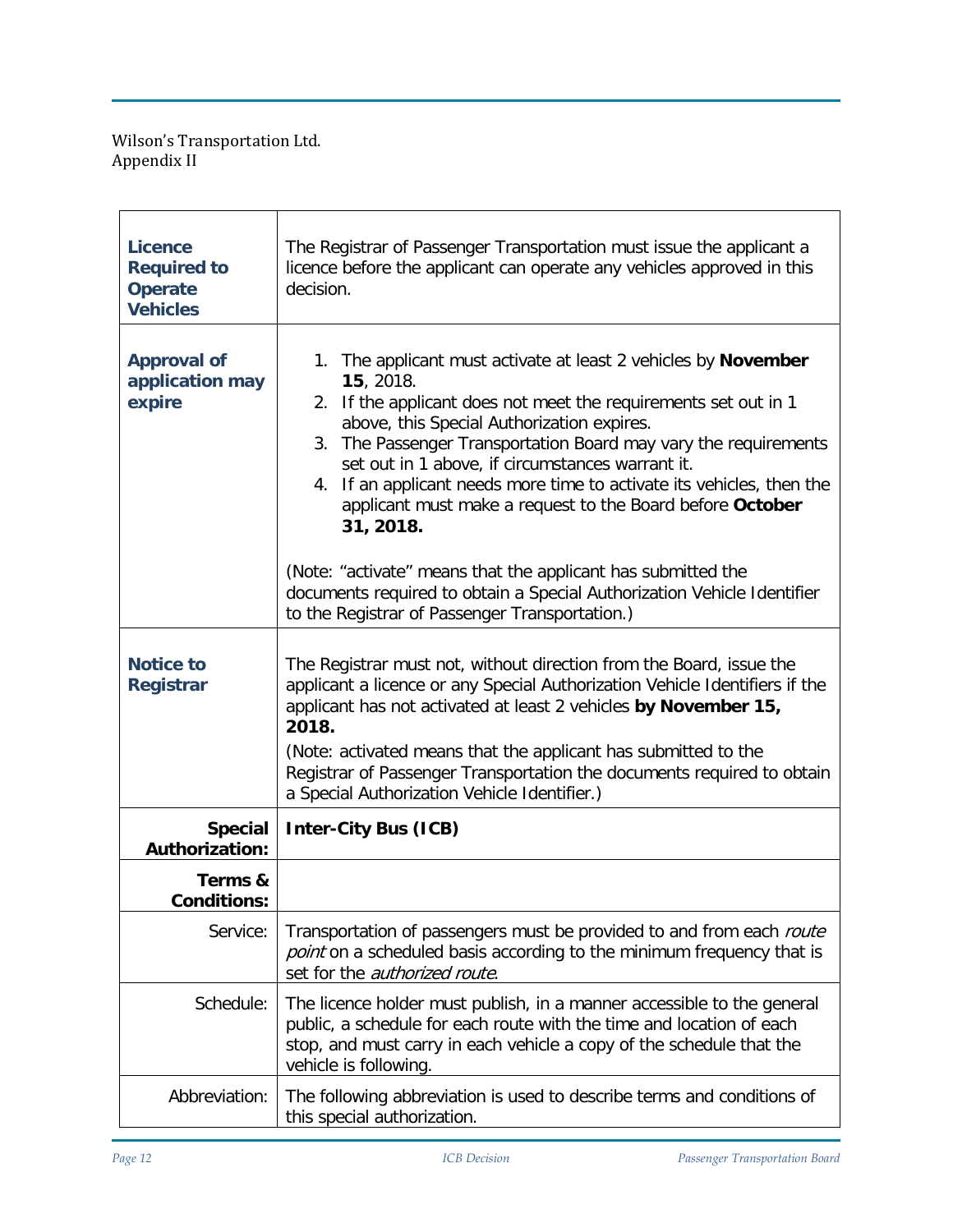Wilson's Transportation Ltd.
Appendix II

| | |
|---|---|
| **Licence Required to Operate Vehicles** | The Registrar of Passenger Transportation must issue the applicant a licence before the applicant can operate any vehicles approved in this decision. |
| **Approval of application may expire** | 1. The applicant must activate at least 2 vehicles by **November 15**, 2018.<br>2. If the applicant does not meet the requirements set out in 1 above, this Special Authorization expires.<br>3. The Passenger Transportation Board may vary the requirements set out in 1 above, if circumstances warrant it.<br>4. If an applicant needs more time to activate its vehicles, then the applicant must make a request to the Board before **October 31, 2018.**<br><br>(Note: "activate" means that the applicant has submitted the documents required to obtain a Special Authorization Vehicle Identifier to the Registrar of Passenger Transportation.) |
| **Notice to Registrar** | The Registrar must not, without direction from the Board, issue the applicant a licence or any Special Authorization Vehicle Identifiers if the applicant has not activated at least 2 vehicles **by November 15, 2018.**<br>(Note: activated means that the applicant has submitted to the Registrar of Passenger Transportation the documents required to obtain a Special Authorization Vehicle Identifier.) |
| **Special Authorization:** | **Inter-City Bus (ICB)** |
| **Terms & Conditions:** | |
| Service: | Transportation of passengers must be provided to and from each *route point* on a scheduled basis according to the minimum frequency that is set for the *authorized route*. |
| Schedule: | The licence holder must publish, in a manner accessible to the general public, a schedule for each route with the time and location of each stop, and must carry in each vehicle a copy of the schedule that the vehicle is following. |
| Abbreviation: | The following abbreviation is used to describe terms and conditions of this special authorization. |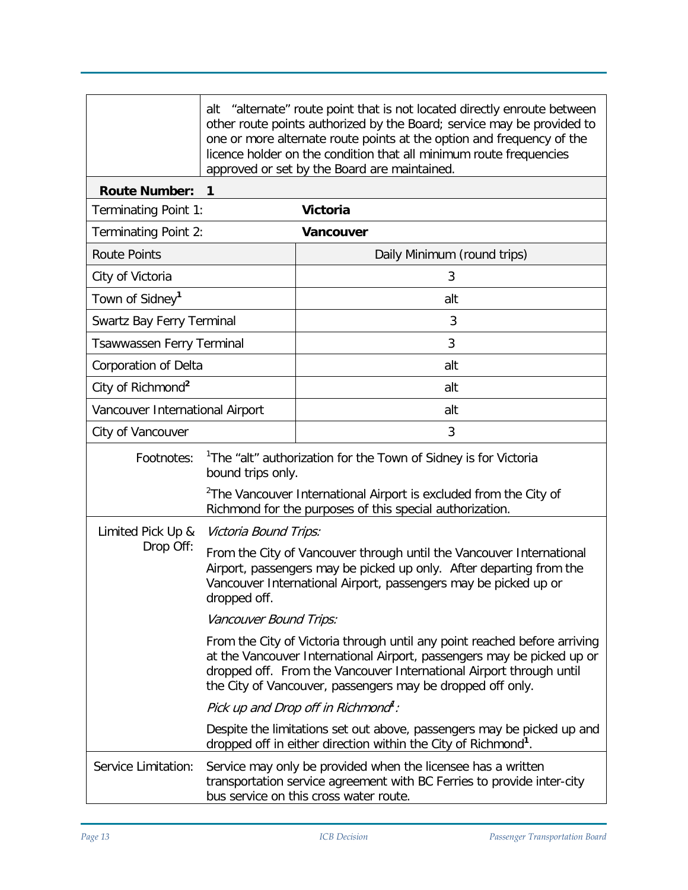| | |
|---|---|
| | alt "alternate" route point that is not located directly enroute between other route points authorized by the Board; service may be provided to one or more alternate route points at the option and frequency of the licence holder on the condition that all minimum route frequencies approved or set by the Board are maintained. |

**Route Number: 1**

| | |
|---|---|
| Terminating Point 1: | **Victoria** |
| Terminating Point 2: | **Vancouver** |
| Route Points | Daily Minimum (round trips) |
| City of Victoria | 3 |
| Town of Sidney[1] | alt |
| Swartz Bay Ferry Terminal | 3 |
| Tsawwassen Ferry Terminal | 3 |
| Corporation of Delta | alt |
| City of Richmond[2] | alt |
| Vancouver International Airport | alt |
| City of Vancouver | 3 |

Footnotes:

[1]The "alt" authorization for the Town of Sidney is for Victoria bound trips only.

[2]The Vancouver International Airport is excluded from the City of Richmond for the purposes of this special authorization.

Limited Pick Up & Drop Off:

*Victoria Bound Trips:*

From the City of Vancouver through until the Vancouver International Airport, passengers may be picked up only. After departing from the Vancouver International Airport, passengers may be picked up or dropped off.

*Vancouver Bound Trips:*

From the City of Victoria through until any point reached before arriving at the Vancouver International Airport, passengers may be picked up or dropped off. From the Vancouver International Airport through until the City of Vancouver, passengers may be dropped off only.

*Pick up and Drop off in Richmond[1]:*

Despite the limitations set out above, passengers may be picked up and dropped off in either direction within the City of Richmond[1].

Service Limitation: Service may only be provided when the licensee has a written transportation service agreement with BC Ferries to provide inter-city bus service on this cross water route.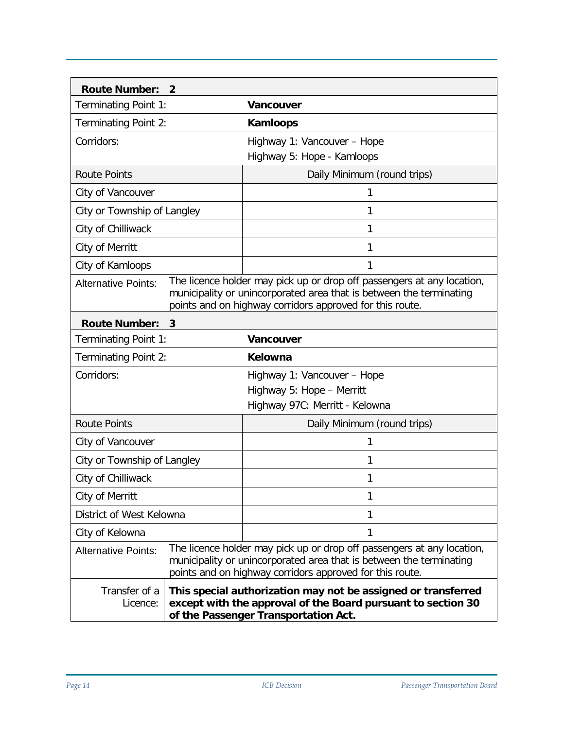| **Route Number: 2** | |
|---|---|
| Terminating Point 1: | **Vancouver** |
| Terminating Point 2: | **Kamloops** |
| Corridors: | Highway 1: Vancouver – Hope<br>Highway 5: Hope - Kamloops |
| Route Points | Daily Minimum (round trips) |
| City of Vancouver | 1 |
| City or Township of Langley | 1 |
| City of Chilliwack | 1 |
| City of Merritt | 1 |
| City of Kamloops | 1 |
| Alternative Points: | The licence holder may pick up or drop off passengers at any location, municipality or unincorporated area that is between the terminating points and on highway corridors approved for this route. |

| **Route Number: 3** | |
|---|---|
| Terminating Point 1: | **Vancouver** |
| Terminating Point 2: | **Kelowna** |
| Corridors: | Highway 1: Vancouver – Hope<br>Highway 5: Hope – Merritt<br>Highway 97C: Merritt - Kelowna |
| Route Points | Daily Minimum (round trips) |
| City of Vancouver | 1 |
| City or Township of Langley | 1 |
| City of Chilliwack | 1 |
| City of Merritt | 1 |
| District of West Kelowna | 1 |
| City of Kelowna | 1 |
| Alternative Points: | The licence holder may pick up or drop off passengers at any location, municipality or unincorporated area that is between the terminating points and on highway corridors approved for this route. |
| Transfer of a Licence: | **This special authorization may not be assigned or transferred except with the approval of the Board pursuant to section 30 of the Passenger Transportation Act.** |